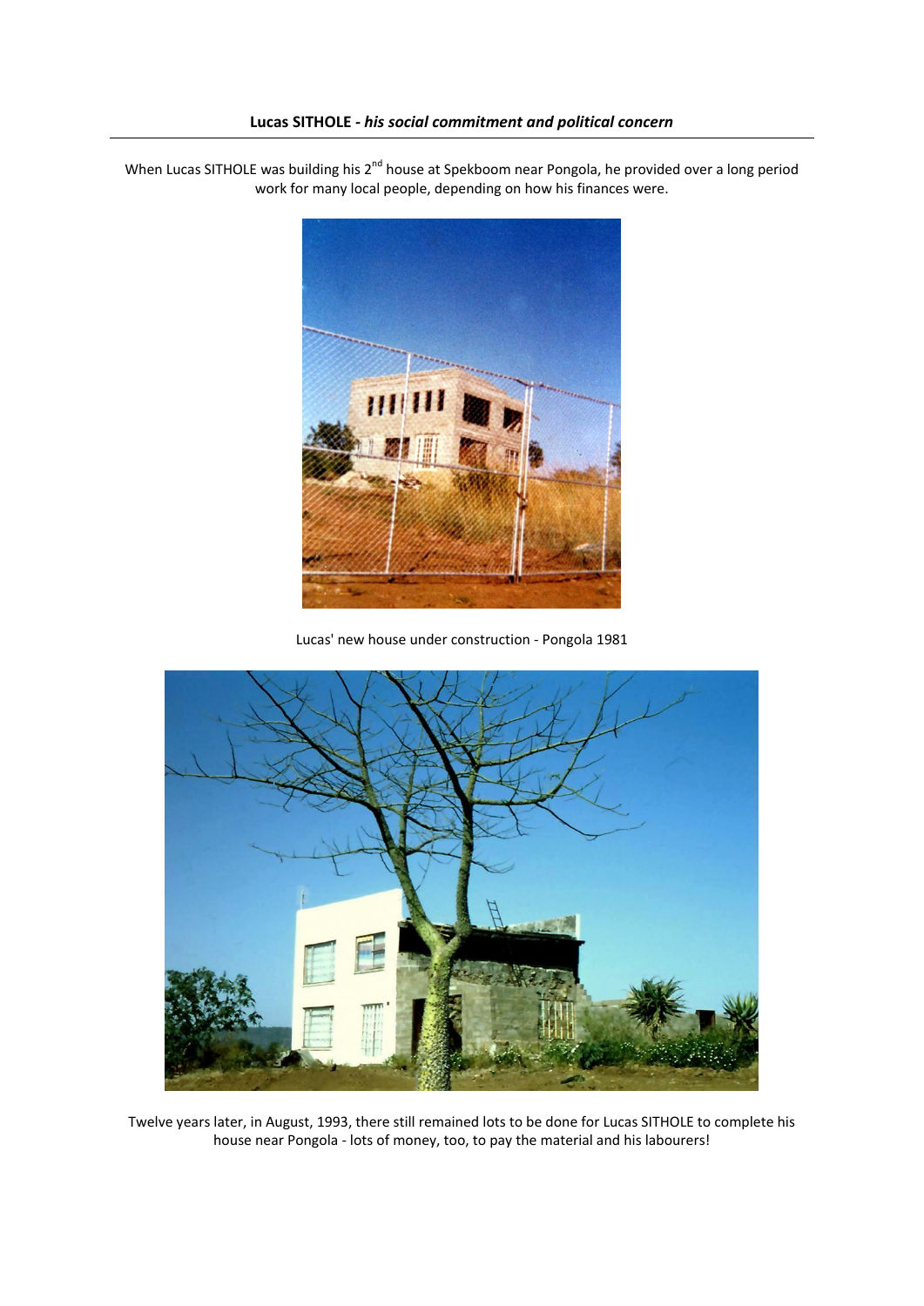**Lucas SITHOLE - *his social commitment and political concern***

When Lucas SITHOLE was building his 2nd house at Spekboom near Pongola, he provided over a long period work for many local people, depending on how his finances were.

Lucas' new house under construction - Pongola 1981

Twelve years later, in August, 1993, there still remained lots to be done for Lucas SITHOLE to complete his house near Pongola - lots of money, too, to pay the material and his labourers!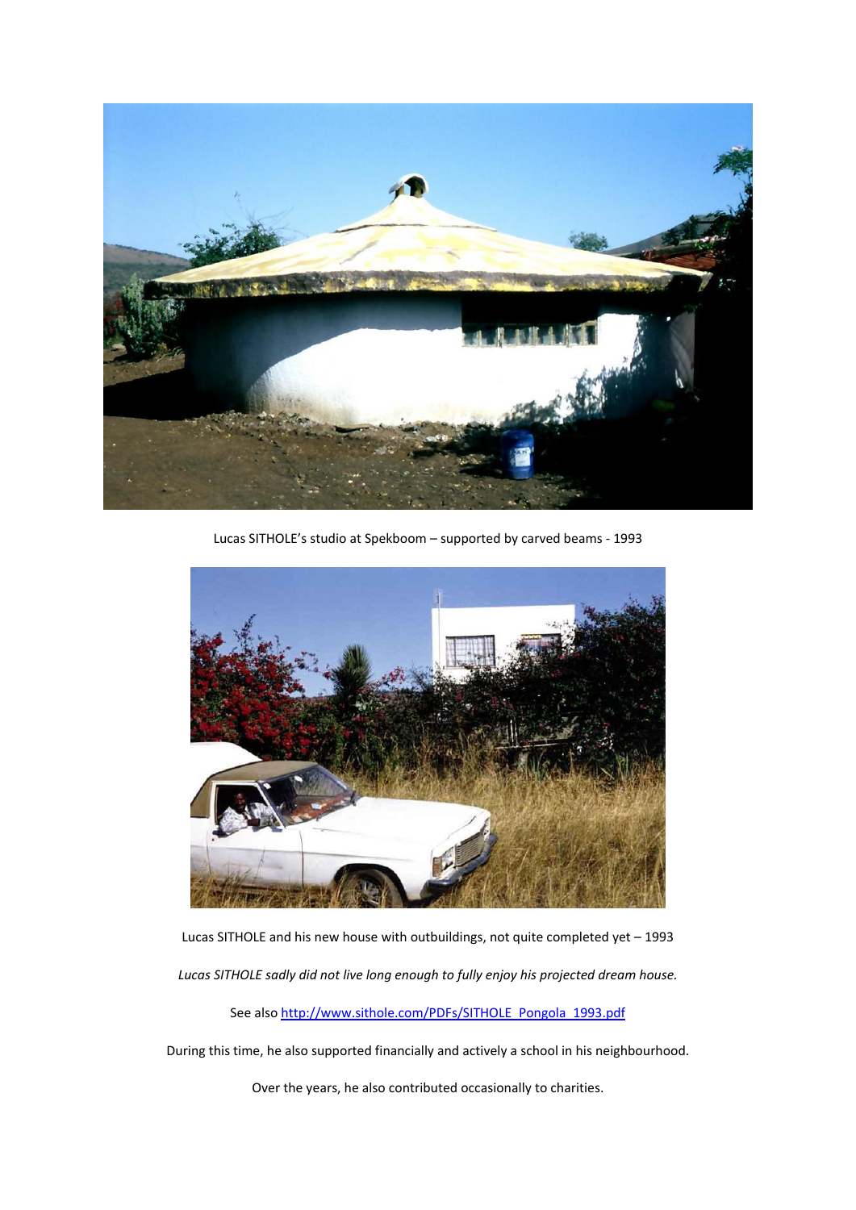Lucas SITHOLE's studio at Spekboom – supported by carved beams - 1993

Lucas SITHOLE and his new house with outbuildings, not quite completed yet – 1993

*Lucas SITHOLE sadly did not live long enough to fully enjoy his projected dream house.*

See also [http://www.sithole.com/PDFs/SITHOLE_Pongola_1993.pdf](http://www.sithole.com/PDFs/SITHOLE_Pongola_1993.pdf)

During this time, he also supported financially and actively a school in his neighbourhood.

Over the years, he also contributed occasionally to charities.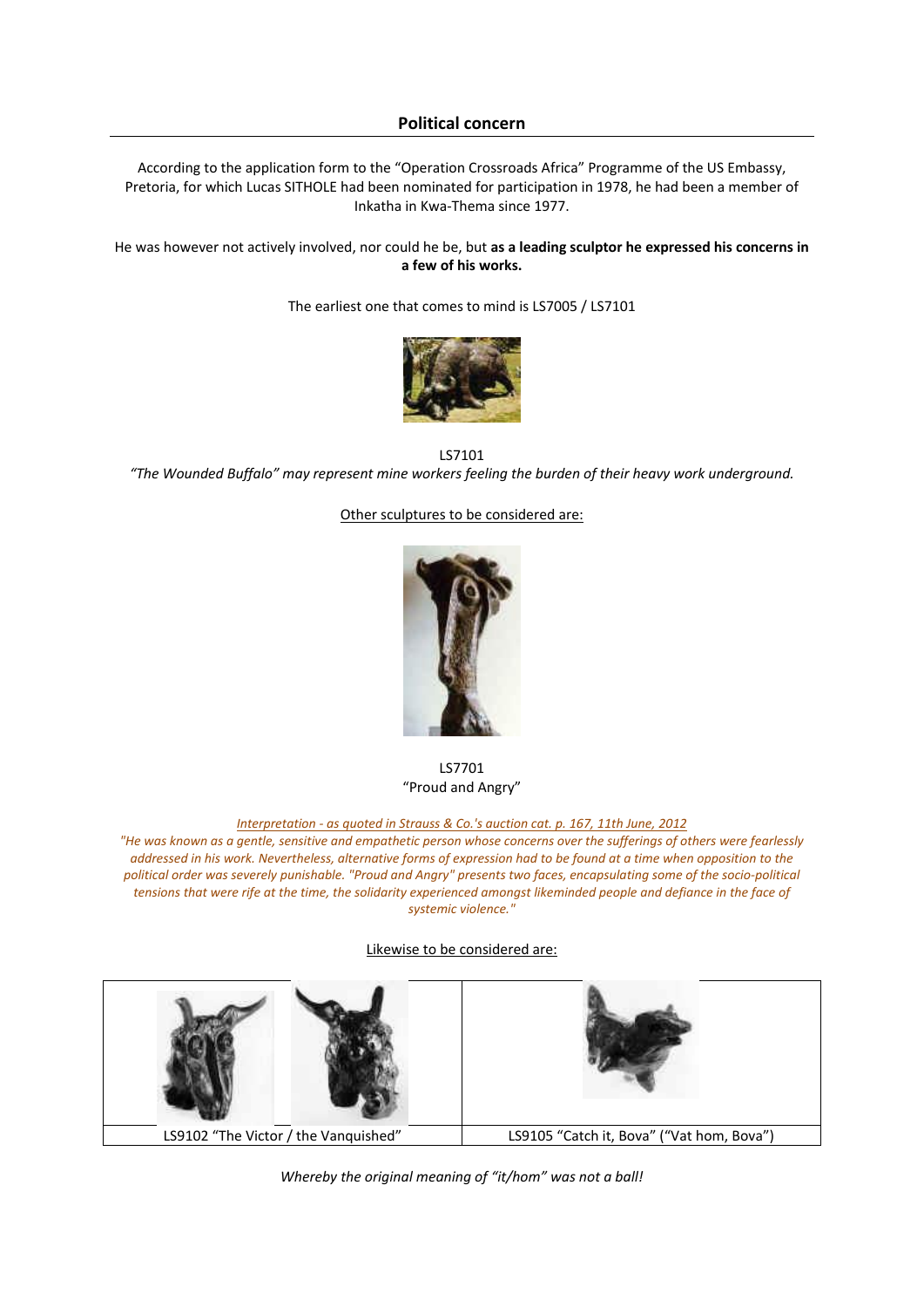## Political concern

According to the application form to the "Operation Crossroads Africa" Programme of the US Embassy, Pretoria, for which Lucas SITHOLE had been nominated for participation in 1978, he had been a member of Inkatha in Kwa-Thema since 1977.

He was however not actively involved, nor could he be, but **as a leading sculptor he expressed his concerns in a few of his works.**

The earliest one that comes to mind is LS7005 / LS7101

LS7101

*"The Wounded Buffalo" may represent mine workers feeling the burden of their heavy work underground.*

Other sculptures to be considered are:

LS7701

"Proud and Angry"

*Interpretation - as quoted in Strauss & Co.'s auction cat. p. 167, 11th June, 2012*

*"He was known as a gentle, sensitive and empathetic person whose concerns over the sufferings of others were fearlessly addressed in his work. Nevertheless, alternative forms of expression had to be found at a time when opposition to the political order was severely punishable. "Proud and Angry" presents two faces, encapsulating some of the socio-political tensions that were rife at the time, the solidarity experienced amongst likeminded people and defiance in the face of systemic violence."*

Likewise to be considered are:

| | |
|---|---|
| LS9102 "The Victor / the Vanquished" | LS9105 "Catch it, Bova" ("Vat hom, Bova") |

*Whereby the original meaning of "it/hom" was not a ball!*